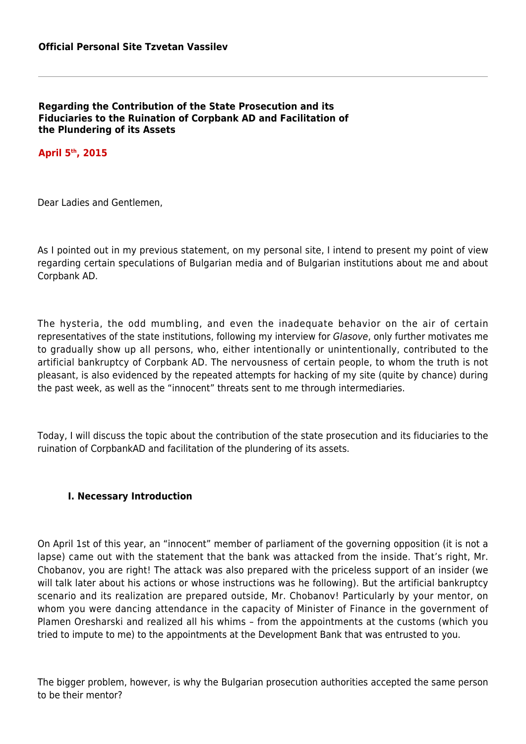**Official Personal Site Tzvetan Vassilev**

---

## Regarding the Contribution of the State Prosecution and its Fiduciaries to the Ruination of Corpbank AD and Facilitation of the Plundering of its Assets

**April 5th, 2015**

Dear Ladies and Gentlemen,

As I pointed out in my previous statement, on my personal site, I intend to present my point of view regarding certain speculations of Bulgarian media and of Bulgarian institutions about me and about Corpbank AD.

The hysteria, the odd mumbling, and even the inadequate behavior on the air of certain representatives of the state institutions, following my interview for *Glasove*, only further motivates me to gradually show up all persons, who, either intentionally or unintentionally, contributed to the artificial bankruptcy of Corpbank AD. The nervousness of certain people, to whom the truth is not pleasant, is also evidenced by the repeated attempts for hacking of my site (quite by chance) during the past week, as well as the "innocent" threats sent to me through intermediaries.

Today, I will discuss the topic about the contribution of the state prosecution and its fiduciaries to the ruination of CorpbankAD and facilitation of the plundering of its assets.

### I. Necessary Introduction

On April 1st of this year, an "innocent" member of parliament of the governing opposition (it is not a lapse) came out with the statement that the bank was attacked from the inside. That's right, Mr. Chobanov, you are right! The attack was also prepared with the priceless support of an insider (we will talk later about his actions or whose instructions was he following). But the artificial bankruptcy scenario and its realization are prepared outside, Mr. Chobanov! Particularly by your mentor, on whom you were dancing attendance in the capacity of Minister of Finance in the government of Plamen Oresharski and realized all his whims – from the appointments at the customs (which you tried to impute to me) to the appointments at the Development Bank that was entrusted to you.

The bigger problem, however, is why the Bulgarian prosecution authorities accepted the same person to be their mentor?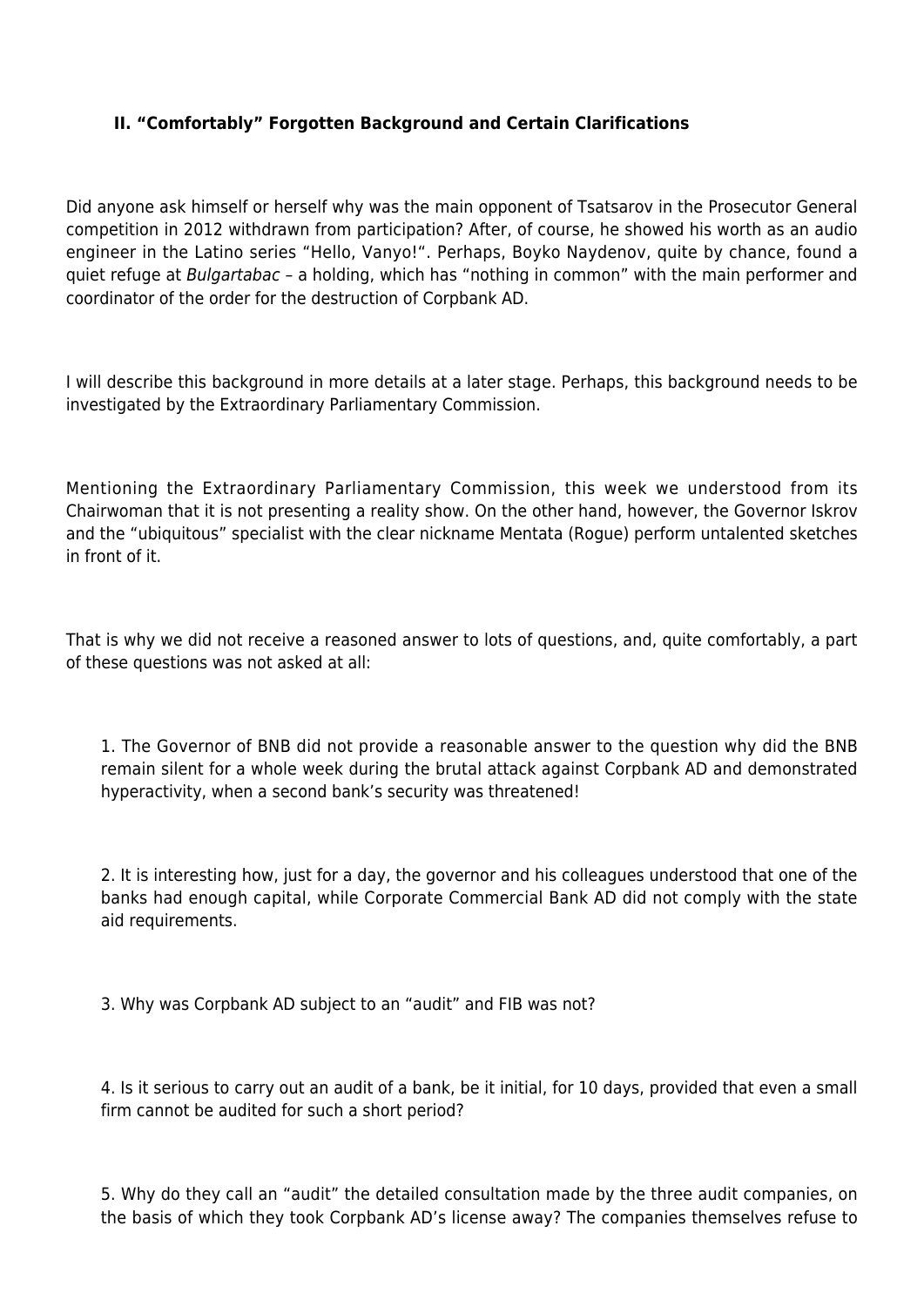## II. "Comfortably" Forgotten Background and Certain Clarifications

Did anyone ask himself or herself why was the main opponent of Tsatsarov in the Prosecutor General competition in 2012 withdrawn from participation? After, of course, he showed his worth as an audio engineer in the Latino series "Hello, Vanyo!". Perhaps, Boyko Naydenov, quite by chance, found a quiet refuge at *Bulgartabac* – a holding, which has "nothing in common" with the main performer and coordinator of the order for the destruction of Corpbank AD.

I will describe this background in more details at a later stage. Perhaps, this background needs to be investigated by the Extraordinary Parliamentary Commission.

Mentioning the Extraordinary Parliamentary Commission, this week we understood from its Chairwoman that it is not presenting a reality show. On the other hand, however, the Governor Iskrov and the "ubiquitous" specialist with the clear nickname Mentata (Rogue) perform untalented sketches in front of it.

That is why we did not receive a reasoned answer to lots of questions, and, quite comfortably, a part of these questions was not asked at all:

1. The Governor of BNB did not provide a reasonable answer to the question why did the BNB remain silent for a whole week during the brutal attack against Corpbank AD and demonstrated hyperactivity, when a second bank's security was threatened!

2. It is interesting how, just for a day, the governor and his colleagues understood that one of the banks had enough capital, while Corporate Commercial Bank AD did not comply with the state aid requirements.

3. Why was Corpbank AD subject to an "audit" and FIB was not?

4. Is it serious to carry out an audit of a bank, be it initial, for 10 days, provided that even a small firm cannot be audited for such a short period?

5. Why do they call an "audit" the detailed consultation made by the three audit companies, on the basis of which they took Corpbank AD's license away? The companies themselves refuse to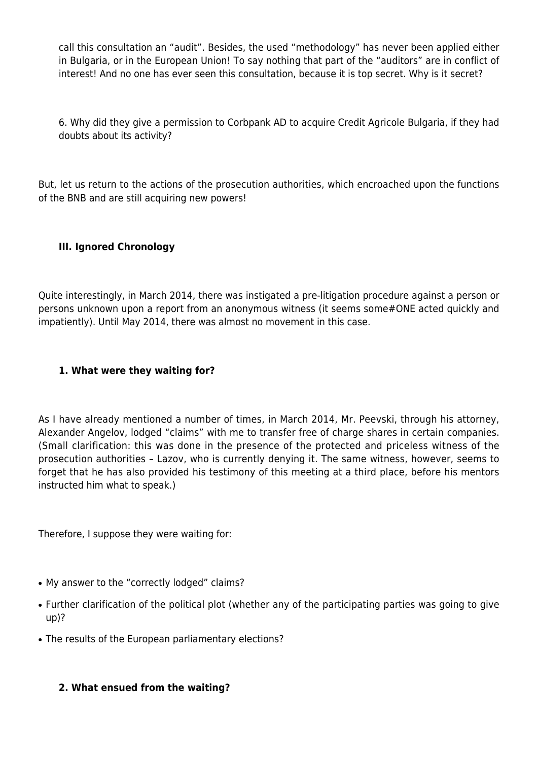call this consultation an "audit". Besides, the used "methodology" has never been applied either in Bulgaria, or in the European Union! To say nothing that part of the "auditors" are in conflict of interest! And no one has ever seen this consultation, because it is top secret. Why is it secret?

6. Why did they give a permission to Corbpank AD to acquire Credit Agricole Bulgaria, if they had doubts about its activity?

But, let us return to the actions of the prosecution authorities, which encroached upon the functions of the BNB and are still acquiring new powers!

### III. Ignored Chronology

Quite interestingly, in March 2014, there was instigated a pre-litigation procedure against a person or persons unknown upon a report from an anonymous witness (it seems some#ONE acted quickly and impatiently). Until May 2014, there was almost no movement in this case.

#### 1. What were they waiting for?

As I have already mentioned a number of times, in March 2014, Mr. Peevski, through his attorney, Alexander Angelov, lodged "claims" with me to transfer free of charge shares in certain companies. (Small clarification: this was done in the presence of the protected and priceless witness of the prosecution authorities – Lazov, who is currently denying it. The same witness, however, seems to forget that he has also provided his testimony of this meeting at a third place, before his mentors instructed him what to speak.)

Therefore, I suppose they were waiting for:

- My answer to the "correctly lodged" claims?
- Further clarification of the political plot (whether any of the participating parties was going to give up)?
- The results of the European parliamentary elections?

#### 2. What ensued from the waiting?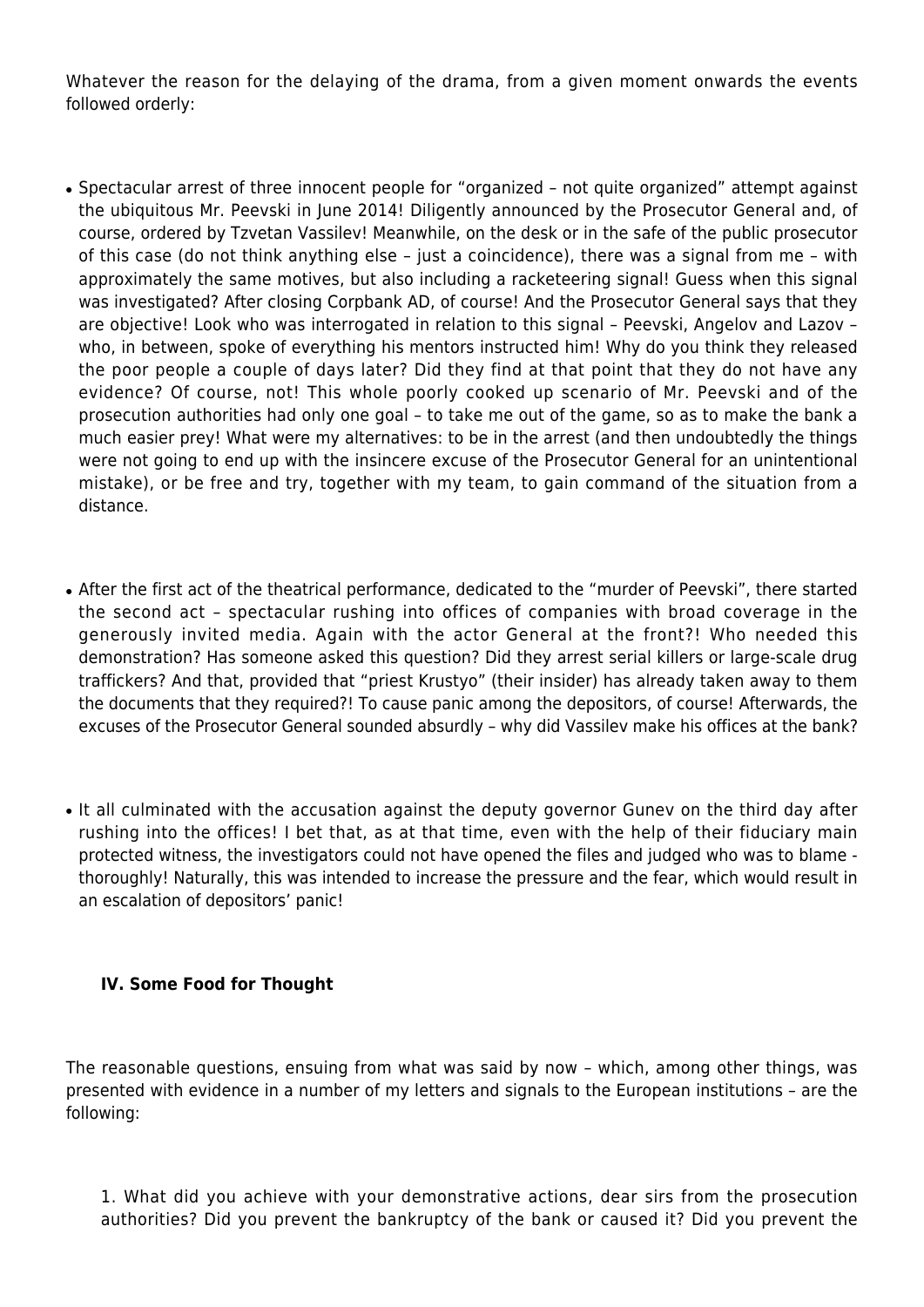Whatever the reason for the delaying of the drama, from a given moment onwards the events followed orderly:

- Spectacular arrest of three innocent people for "organized – not quite organized" attempt against the ubiquitous Mr. Peevski in June 2014! Diligently announced by the Prosecutor General and, of course, ordered by Tzvetan Vassilev! Meanwhile, on the desk or in the safe of the public prosecutor of this case (do not think anything else – just a coincidence), there was a signal from me – with approximately the same motives, but also including a racketeering signal! Guess when this signal was investigated? After closing Corpbank AD, of course! And the Prosecutor General says that they are objective! Look who was interrogated in relation to this signal – Peevski, Angelov and Lazov – who, in between, spoke of everything his mentors instructed him! Why do you think they released the poor people a couple of days later? Did they find at that point that they do not have any evidence? Of course, not! This whole poorly cooked up scenario of Mr. Peevski and of the prosecution authorities had only one goal – to take me out of the game, so as to make the bank a much easier prey! What were my alternatives: to be in the arrest (and then undoubtedly the things were not going to end up with the insincere excuse of the Prosecutor General for an unintentional mistake), or be free and try, together with my team, to gain command of the situation from a distance.

- After the first act of the theatrical performance, dedicated to the "murder of Peevski", there started the second act – spectacular rushing into offices of companies with broad coverage in the generously invited media. Again with the actor General at the front?! Who needed this demonstration? Has someone asked this question? Did they arrest serial killers or large-scale drug traffickers? And that, provided that "priest Krustyo" (their insider) has already taken away to them the documents that they required?! To cause panic among the depositors, of course! Afterwards, the excuses of the Prosecutor General sounded absurdly – why did Vassilev make his offices at the bank?

- It all culminated with the accusation against the deputy governor Gunev on the third day after rushing into the offices! I bet that, as at that time, even with the help of their fiduciary main protected witness, the investigators could not have opened the files and judged who was to blame - thoroughly! Naturally, this was intended to increase the pressure and the fear, which would result in an escalation of depositors' panic!

### IV. Some Food for Thought

The reasonable questions, ensuing from what was said by now – which, among other things, was presented with evidence in a number of my letters and signals to the European institutions – are the following:

1. What did you achieve with your demonstrative actions, dear sirs from the prosecution authorities? Did you prevent the bankruptcy of the bank or caused it? Did you prevent the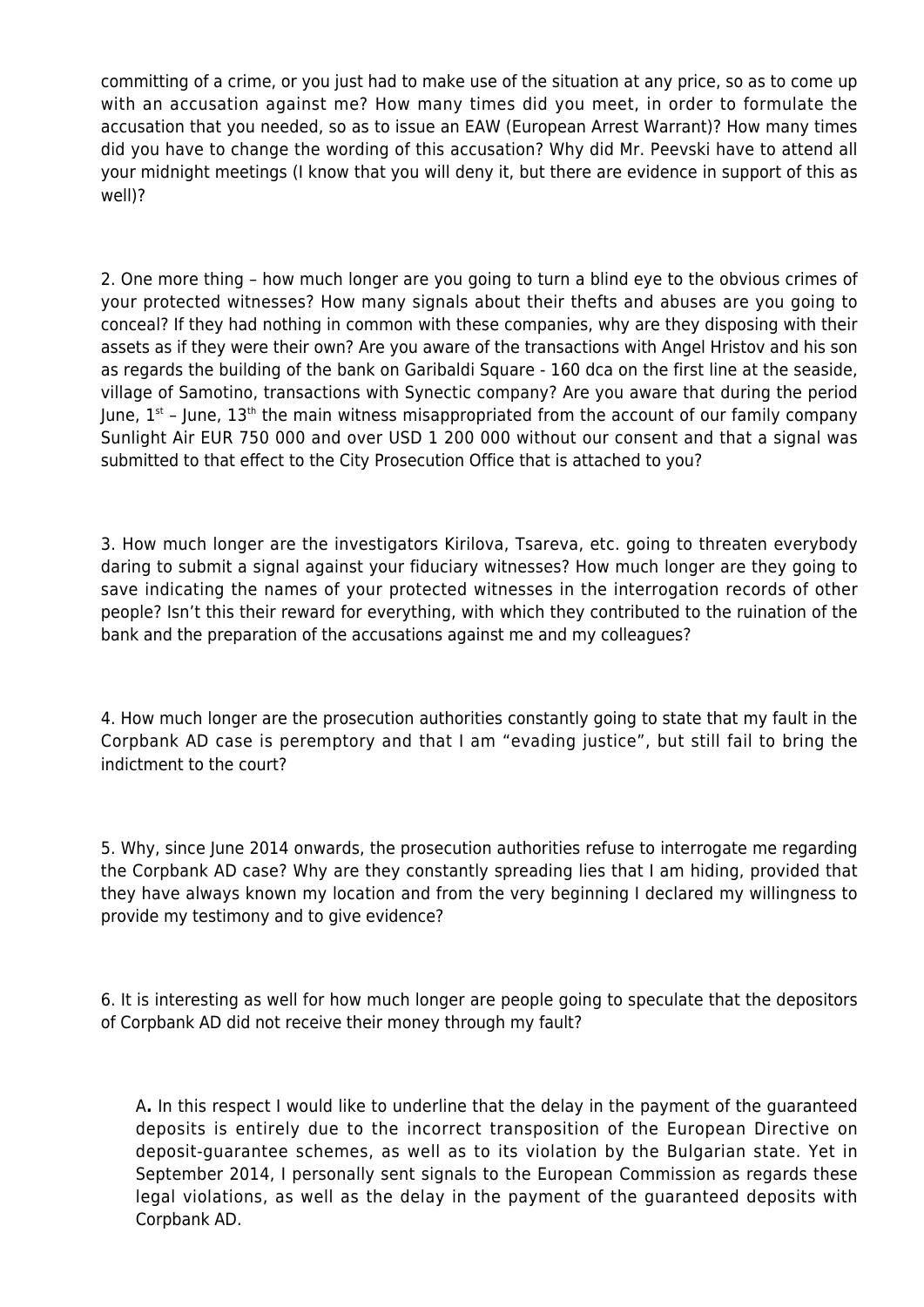committing of a crime, or you just had to make use of the situation at any price, so as to come up with an accusation against me? How many times did you meet, in order to formulate the accusation that you needed, so as to issue an EAW (European Arrest Warrant)? How many times did you have to change the wording of this accusation? Why did Mr. Peevski have to attend all your midnight meetings (I know that you will deny it, but there are evidence in support of this as well)?

2. One more thing – how much longer are you going to turn a blind eye to the obvious crimes of your protected witnesses? How many signals about their thefts and abuses are you going to conceal? If they had nothing in common with these companies, why are they disposing with their assets as if they were their own? Are you aware of the transactions with Angel Hristov and his son as regards the building of the bank on Garibaldi Square - 160 dca on the first line at the seaside, village of Samotino, transactions with Synectic company? Are you aware that during the period June, 1st – June, 13th the main witness misappropriated from the account of our family company Sunlight Air EUR 750 000 and over USD 1 200 000 without our consent and that a signal was submitted to that effect to the City Prosecution Office that is attached to you?

3. How much longer are the investigators Kirilova, Tsareva, etc. going to threaten everybody daring to submit a signal against your fiduciary witnesses? How much longer are they going to save indicating the names of your protected witnesses in the interrogation records of other people? Isn't this their reward for everything, with which they contributed to the ruination of the bank and the preparation of the accusations against me and my colleagues?

4. How much longer are the prosecution authorities constantly going to state that my fault in the Corpbank AD case is peremptory and that I am "evading justice", but still fail to bring the indictment to the court?

5. Why, since June 2014 onwards, the prosecution authorities refuse to interrogate me regarding the Corpbank AD case? Why are they constantly spreading lies that I am hiding, provided that they have always known my location and from the very beginning I declared my willingness to provide my testimony and to give evidence?

6. It is interesting as well for how much longer are people going to speculate that the depositors of Corpbank AD did not receive their money through my fault?

A**.** In this respect I would like to underline that the delay in the payment of the guaranteed deposits is entirely due to the incorrect transposition of the European Directive on deposit-guarantee schemes, as well as to its violation by the Bulgarian state. Yet in September 2014, I personally sent signals to the European Commission as regards these legal violations, as well as the delay in the payment of the guaranteed deposits with Corpbank AD.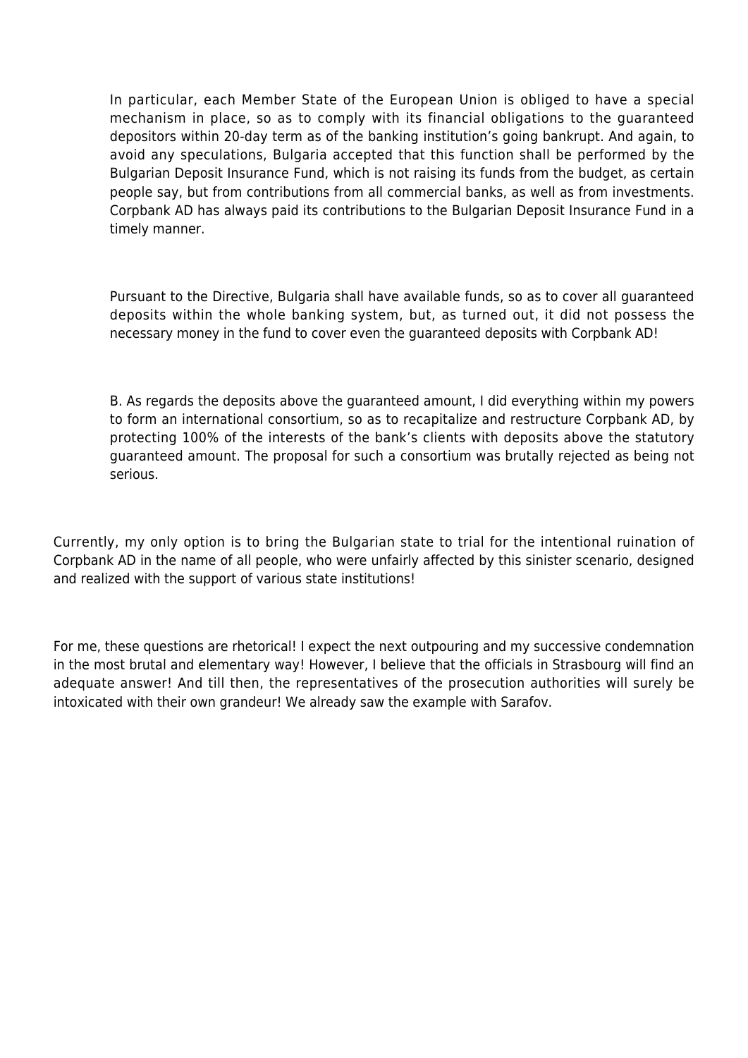In particular, each Member State of the European Union is obliged to have a special mechanism in place, so as to comply with its financial obligations to the guaranteed depositors within 20-day term as of the banking institution's going bankrupt. And again, to avoid any speculations, Bulgaria accepted that this function shall be performed by the Bulgarian Deposit Insurance Fund, which is not raising its funds from the budget, as certain people say, but from contributions from all commercial banks, as well as from investments. Corpbank AD has always paid its contributions to the Bulgarian Deposit Insurance Fund in a timely manner.

Pursuant to the Directive, Bulgaria shall have available funds, so as to cover all guaranteed deposits within the whole banking system, but, as turned out, it did not possess the necessary money in the fund to cover even the guaranteed deposits with Corpbank AD!

B. As regards the deposits above the guaranteed amount, I did everything within my powers to form an international consortium, so as to recapitalize and restructure Corpbank AD, by protecting 100% of the interests of the bank's clients with deposits above the statutory guaranteed amount. The proposal for such a consortium was brutally rejected as being not serious.

Currently, my only option is to bring the Bulgarian state to trial for the intentional ruination of Corpbank AD in the name of all people, who were unfairly affected by this sinister scenario, designed and realized with the support of various state institutions!

For me, these questions are rhetorical! I expect the next outpouring and my successive condemnation in the most brutal and elementary way! However, I believe that the officials in Strasbourg will find an adequate answer! And till then, the representatives of the prosecution authorities will surely be intoxicated with their own grandeur! We already saw the example with Sarafov.